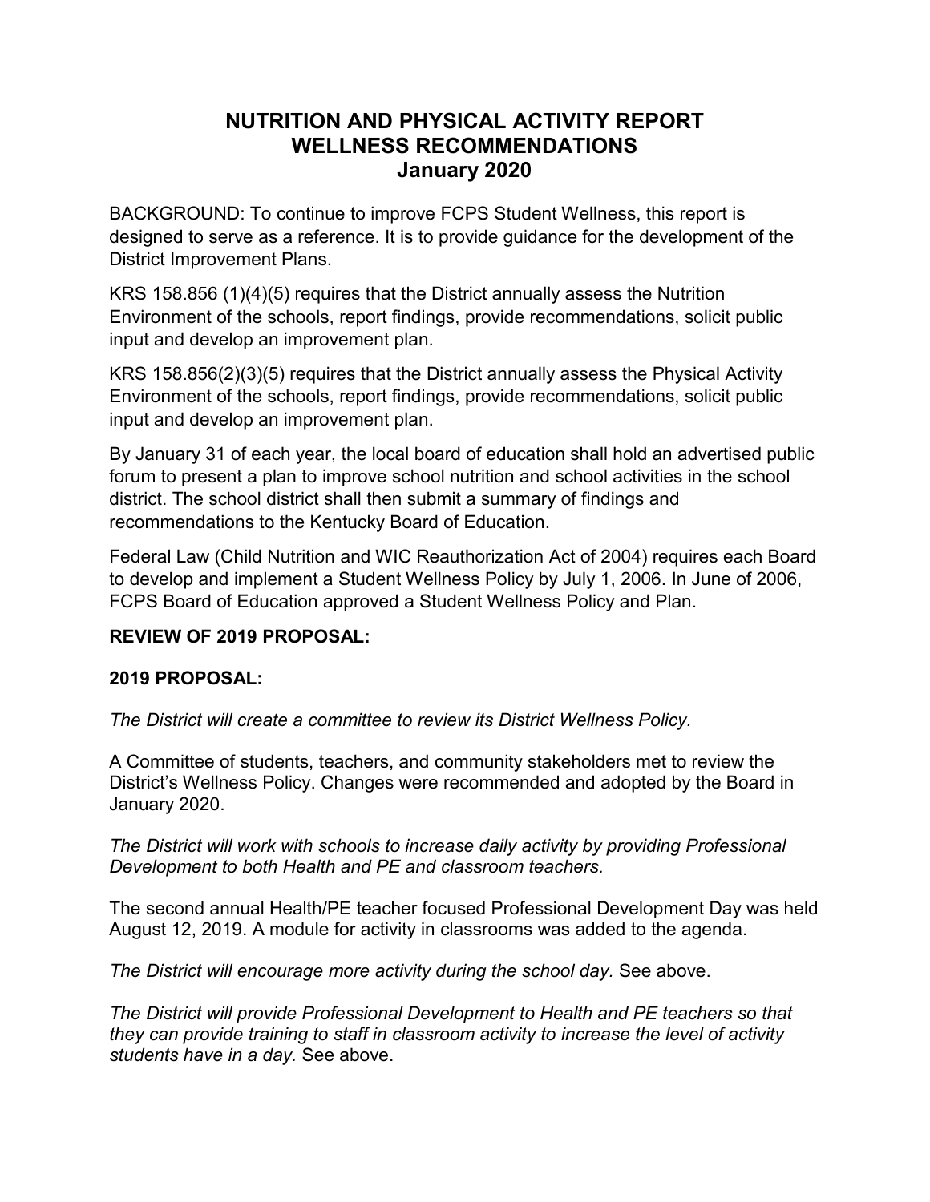# NUTRITION AND PHYSICAL ACTIVITY REPORT
# WELLNESS RECOMMENDATIONS
# January 2020

BACKGROUND: To continue to improve FCPS Student Wellness, this report is designed to serve as a reference. It is to provide guidance for the development of the District Improvement Plans.

KRS 158.856 (1)(4)(5) requires that the District annually assess the Nutrition Environment of the schools, report findings, provide recommendations, solicit public input and develop an improvement plan.

KRS 158.856(2)(3)(5) requires that the District annually assess the Physical Activity Environment of the schools, report findings, provide recommendations, solicit public input and develop an improvement plan.

By January 31 of each year, the local board of education shall hold an advertised public forum to present a plan to improve school nutrition and school activities in the school district. The school district shall then submit a summary of findings and recommendations to the Kentucky Board of Education.

Federal Law (Child Nutrition and WIC Reauthorization Act of 2004) requires each Board to develop and implement a Student Wellness Policy by July 1, 2006. In June of 2006, FCPS Board of Education approved a Student Wellness Policy and Plan.

**REVIEW OF 2019 PROPOSAL:**

**2019 PROPOSAL:**

*The District will create a committee to review its District Wellness Policy.*

A Committee of students, teachers, and community stakeholders met to review the District's Wellness Policy. Changes were recommended and adopted by the Board in January 2020.

*The District will work with schools to increase daily activity by providing Professional Development to both Health and PE and classroom teachers.*

The second annual Health/PE teacher focused Professional Development Day was held August 12, 2019. A module for activity in classrooms was added to the agenda.

*The District will encourage more activity during the school day.* See above.

*The District will provide Professional Development to Health and PE teachers so that they can provide training to staff in classroom activity to increase the level of activity students have in a day.* See above.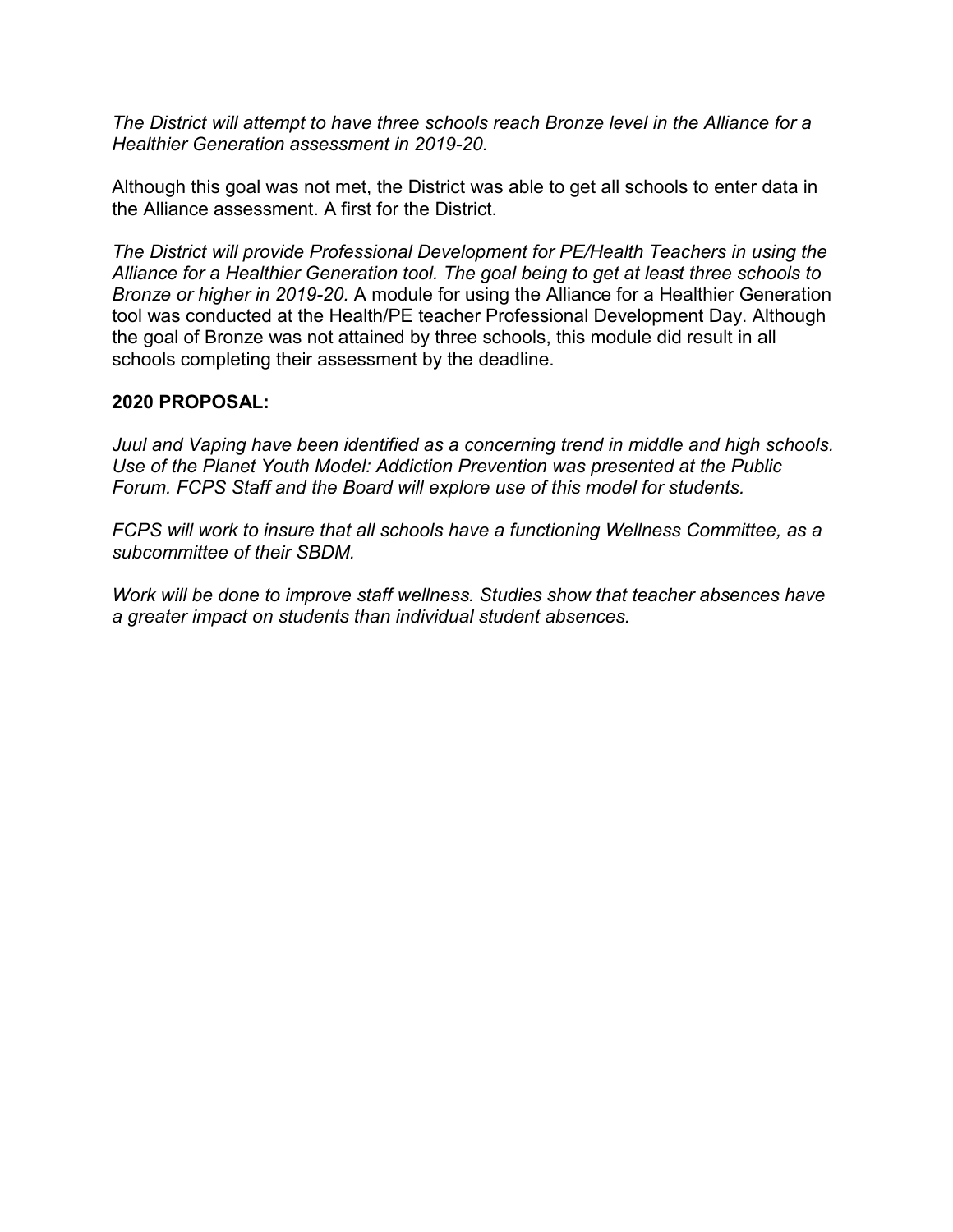*The District will attempt to have three schools reach Bronze level in the Alliance for a Healthier Generation assessment in 2019-20.*

Although this goal was not met, the District was able to get all schools to enter data in the Alliance assessment. A first for the District.

*The District will provide Professional Development for PE/Health Teachers in using the Alliance for a Healthier Generation tool. The goal being to get at least three schools to Bronze or higher in 2019-20.* A module for using the Alliance for a Healthier Generation tool was conducted at the Health/PE teacher Professional Development Day. Although the goal of Bronze was not attained by three schools, this module did result in all schools completing their assessment by the deadline.

**2020 PROPOSAL:**

*Juul and Vaping have been identified as a concerning trend in middle and high schools. Use of the Planet Youth Model: Addiction Prevention was presented at the Public Forum. FCPS Staff and the Board will explore use of this model for students.*

*FCPS will work to insure that all schools have a functioning Wellness Committee, as a subcommittee of their SBDM.*

*Work will be done to improve staff wellness. Studies show that teacher absences have a greater impact on students than individual student absences.*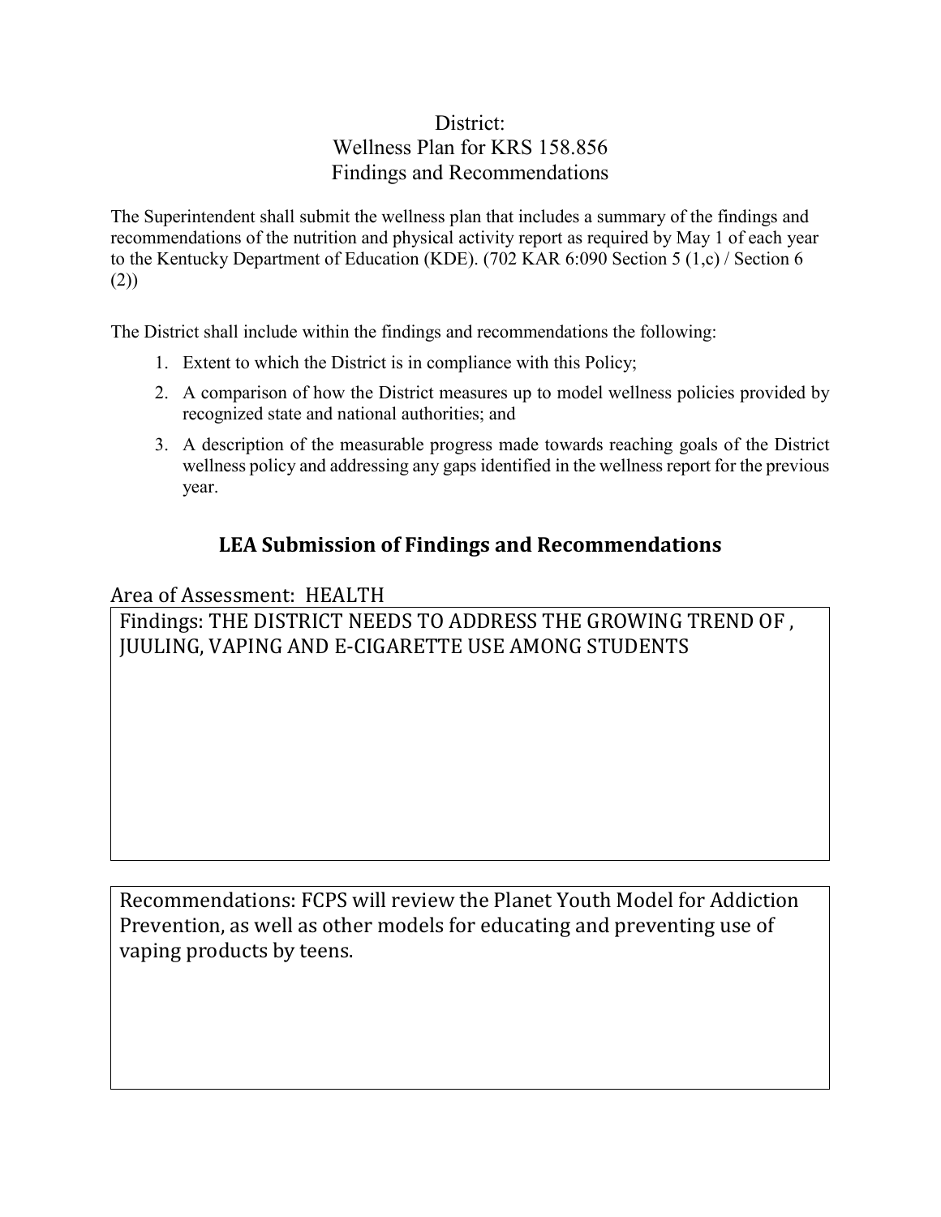District:
Wellness Plan for KRS 158.856
Findings and Recommendations

The Superintendent shall submit the wellness plan that includes a summary of the findings and recommendations of the nutrition and physical activity report as required by May 1 of each year to the Kentucky Department of Education (KDE). (702 KAR 6:090 Section 5 (1,c) / Section 6 (2))

The District shall include within the findings and recommendations the following:

1. Extent to which the District is in compliance with this Policy;
2. A comparison of how the District measures up to model wellness policies provided by recognized state and national authorities; and
3. A description of the measurable progress made towards reaching goals of the District wellness policy and addressing any gaps identified in the wellness report for the previous year.

## LEA Submission of Findings and Recommendations

Area of Assessment: HEALTH

Findings: THE DISTRICT NEEDS TO ADDRESS THE GROWING TREND OF , JUULING, VAPING AND E-CIGARETTE USE AMONG STUDENTS

Recommendations: FCPS will review the Planet Youth Model for Addiction Prevention, as well as other models for educating and preventing use of vaping products by teens.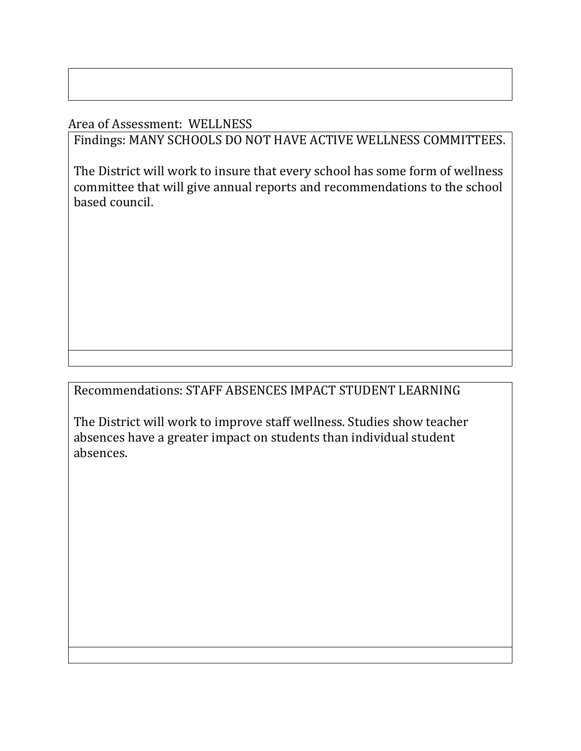Area of Assessment: WELLNESS

Findings: MANY SCHOOLS DO NOT HAVE ACTIVE WELLNESS COMMITTEES.

The District will work to insure that every school has some form of wellness committee that will give annual reports and recommendations to the school based council.

Recommendations: STAFF ABSENCES IMPACT STUDENT LEARNING

The District will work to improve staff wellness. Studies show teacher absences have a greater impact on students than individual student absences.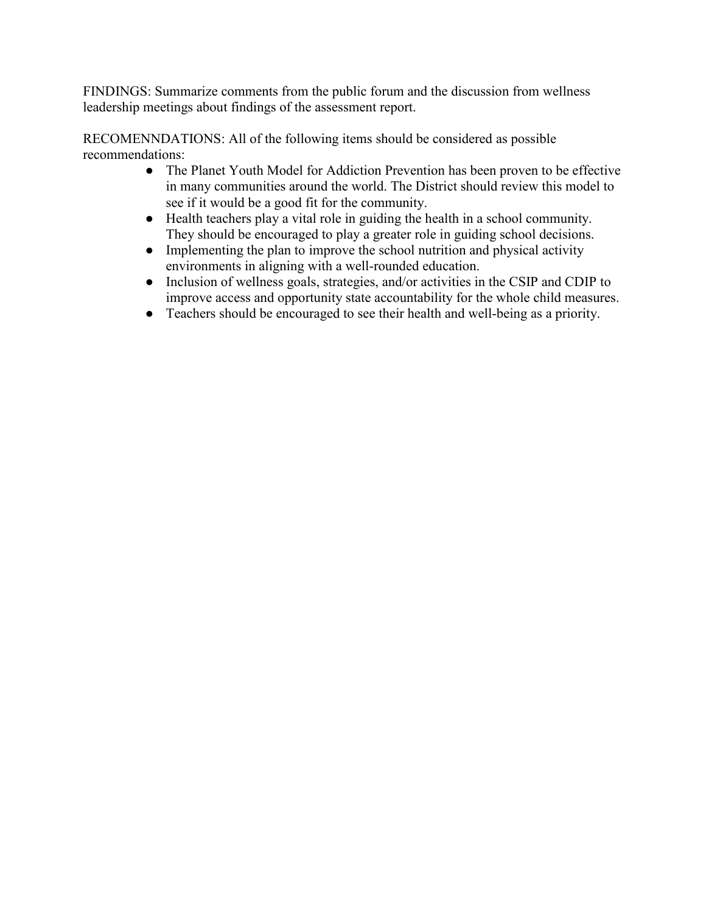FINDINGS: Summarize comments from the public forum and the discussion from wellness leadership meetings about findings of the assessment report.

RECOMENNDATIONS: All of the following items should be considered as possible recommendations:

- The Planet Youth Model for Addiction Prevention has been proven to be effective in many communities around the world. The District should review this model to see if it would be a good fit for the community.
- Health teachers play a vital role in guiding the health in a school community. They should be encouraged to play a greater role in guiding school decisions.
- Implementing the plan to improve the school nutrition and physical activity environments in aligning with a well-rounded education.
- Inclusion of wellness goals, strategies, and/or activities in the CSIP and CDIP to improve access and opportunity state accountability for the whole child measures.
- Teachers should be encouraged to see their health and well-being as a priority.